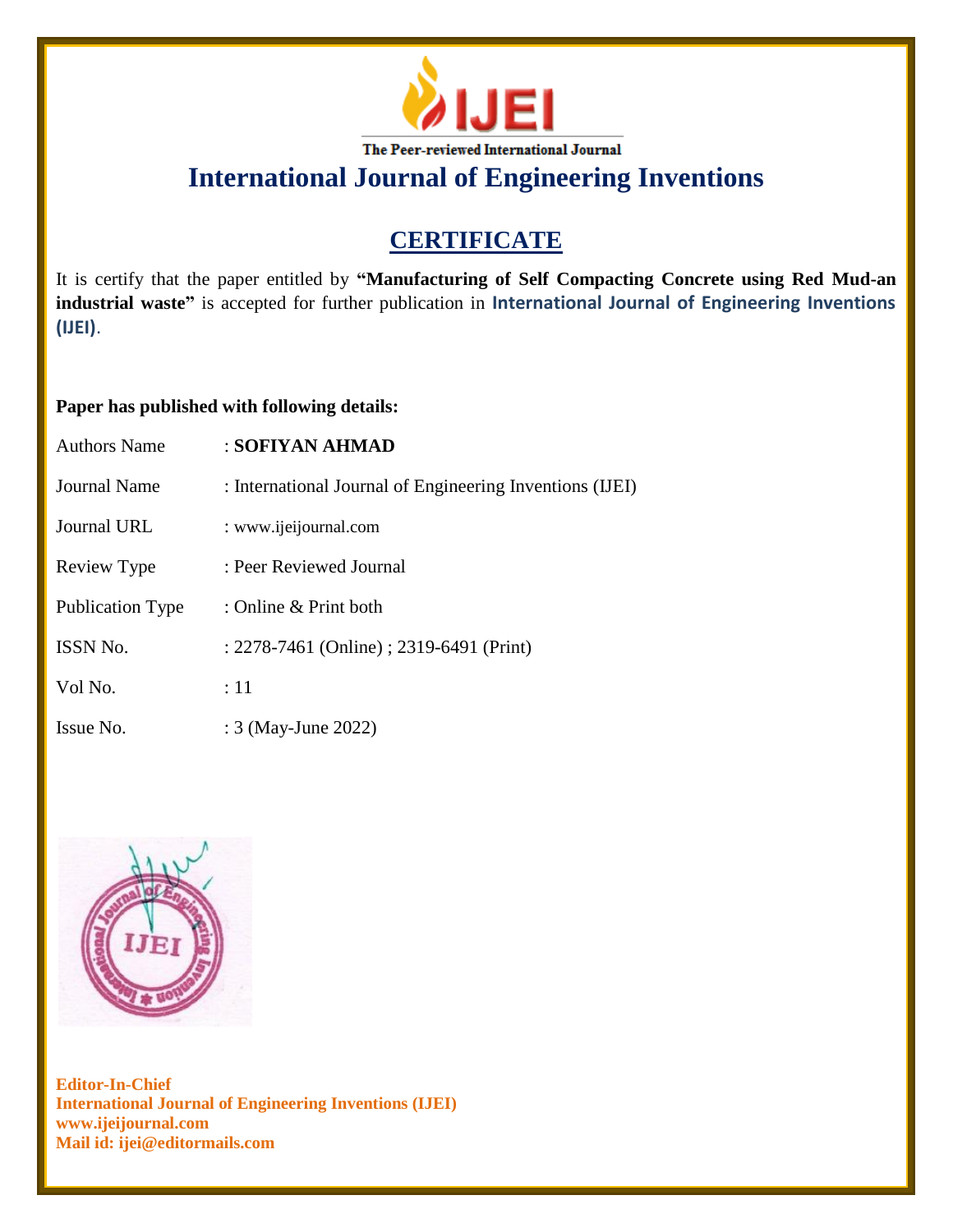IJEI

The Peer-reviewed International Journal

# International Journal of Engineering Inventions

## CERTIFICATE

It is certify that the paper entitled by **"Manufacturing of Self Compacting Concrete using Red Mud-an industrial waste"** is accepted for further publication in **International Journal of Engineering Inventions (IJEI)**.

**Paper has published with following details:**

| | |
|---|---|
| Authors Name | : **SOFIYAN AHMAD** |
| Journal Name | : International Journal of Engineering Inventions (IJEI) |
| Journal URL | : www.ijeijournal.com |
| Review Type | : Peer Reviewed Journal |
| Publication Type | : Online & Print both |
| ISSN No. | : 2278-7461 (Online) ; 2319-6491 (Print) |
| Vol No. | : 11 |
| Issue No. | : 3 (May-June 2022) |

International Journal of Engineering Invention IJEI

**Editor-In-Chief**
**International Journal of Engineering Inventions (IJEI)**
**www.ijeijournal.com**
**Mail id: ijei@editormails.com**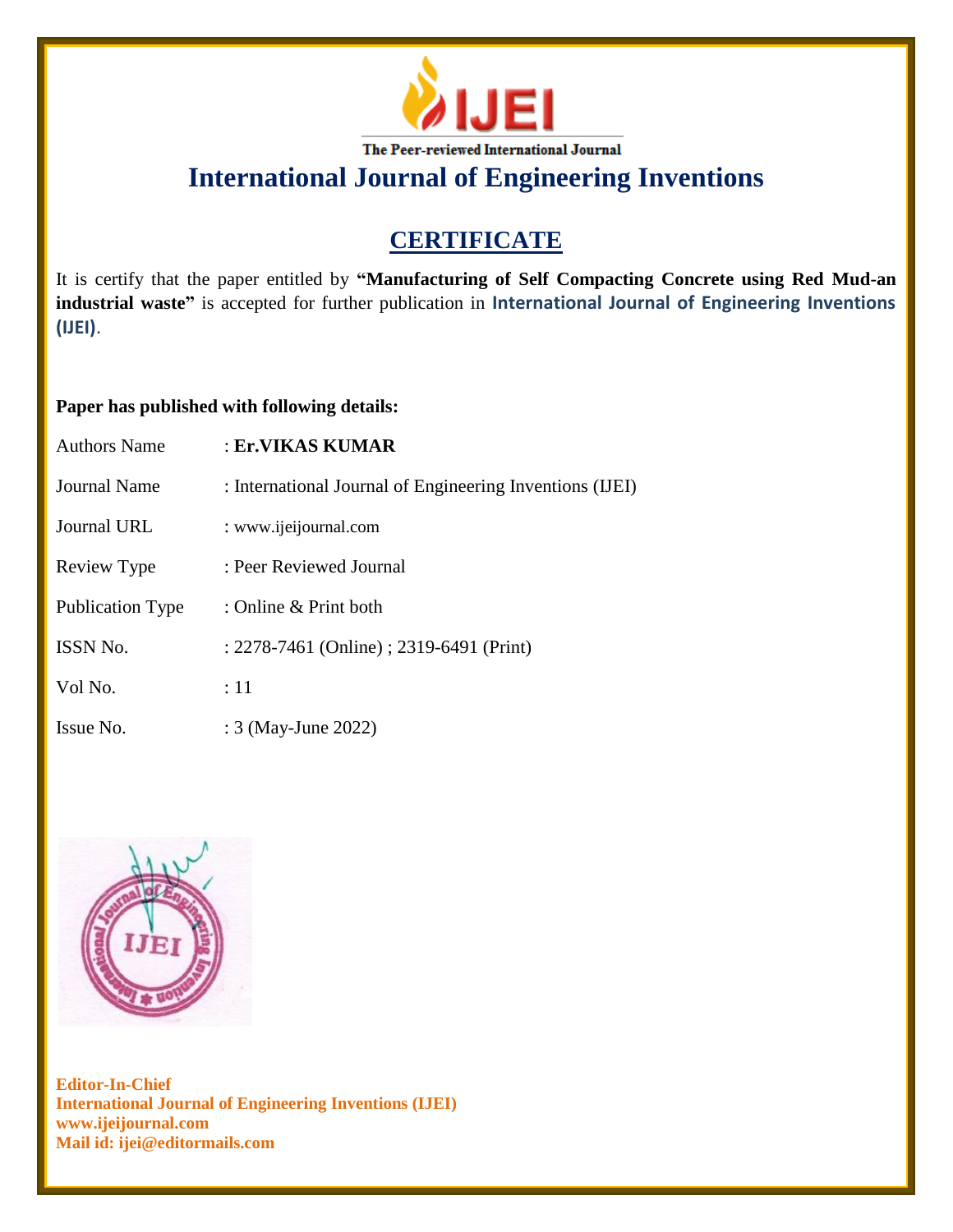**IJEI**

The Peer-reviewed International Journal

# International Journal of Engineering Inventions

## CERTIFICATE

It is certify that the paper entitled by **"Manufacturing of Self Compacting Concrete using Red Mud-an industrial waste"** is accepted for further publication in **International Journal of Engineering Inventions (IJEI)**.

**Paper has published with following details:**

| | |
|---|---|
| Authors Name | : **Er.VIKAS KUMAR** |
| Journal Name | : International Journal of Engineering Inventions (IJEI) |
| Journal URL | : www.ijeijournal.com |
| Review Type | : Peer Reviewed Journal |
| Publication Type | : Online & Print both |
| ISSN No. | : 2278-7461 (Online) ; 2319-6491 (Print) |
| Vol No. | : 11 |
| Issue No. | : 3 (May-June 2022) |

**Editor-In-Chief**
**International Journal of Engineering Inventions (IJEI)**
**www.ijeijournal.com**
**Mail id: ijei@editormails.com**